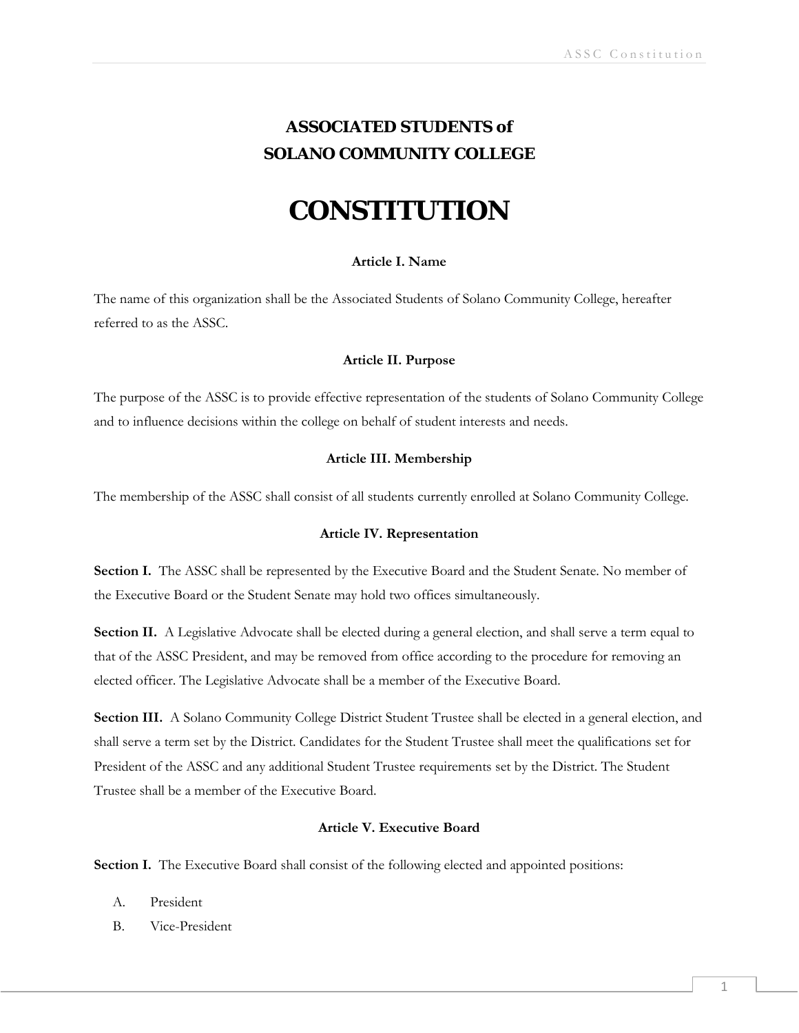# ASSOCIATED STUDENTS of SOLANO COMMUNITY COLLEGE

# CONSTITUTION

## Article I. Name

The name of this organization shall be the Associated Students of Solano Community College, hereafter referred to as the ASSC.

## Article II. Purpose

The purpose of the ASSC is to provide effective representation of the students of Solano Community College and to influence decisions within the college on behalf of student interests and needs.

## Article III. Membership

The membership of the ASSC shall consist of all students currently enrolled at Solano Community College.

## Article IV. Representation

**Section I.** The ASSC shall be represented by the Executive Board and the Student Senate. No member of the Executive Board or the Student Senate may hold two offices simultaneously.

**Section II.** A Legislative Advocate shall be elected during a general election, and shall serve a term equal to that of the ASSC President, and may be removed from office according to the procedure for removing an elected officer. The Legislative Advocate shall be a member of the Executive Board.

**Section III.** A Solano Community College District Student Trustee shall be elected in a general election, and shall serve a term set by the District. Candidates for the Student Trustee shall meet the qualifications set for President of the ASSC and any additional Student Trustee requirements set by the District. The Student Trustee shall be a member of the Executive Board.

## Article V. Executive Board

**Section I.** The Executive Board shall consist of the following elected and appointed positions:

A. President

B. Vice-President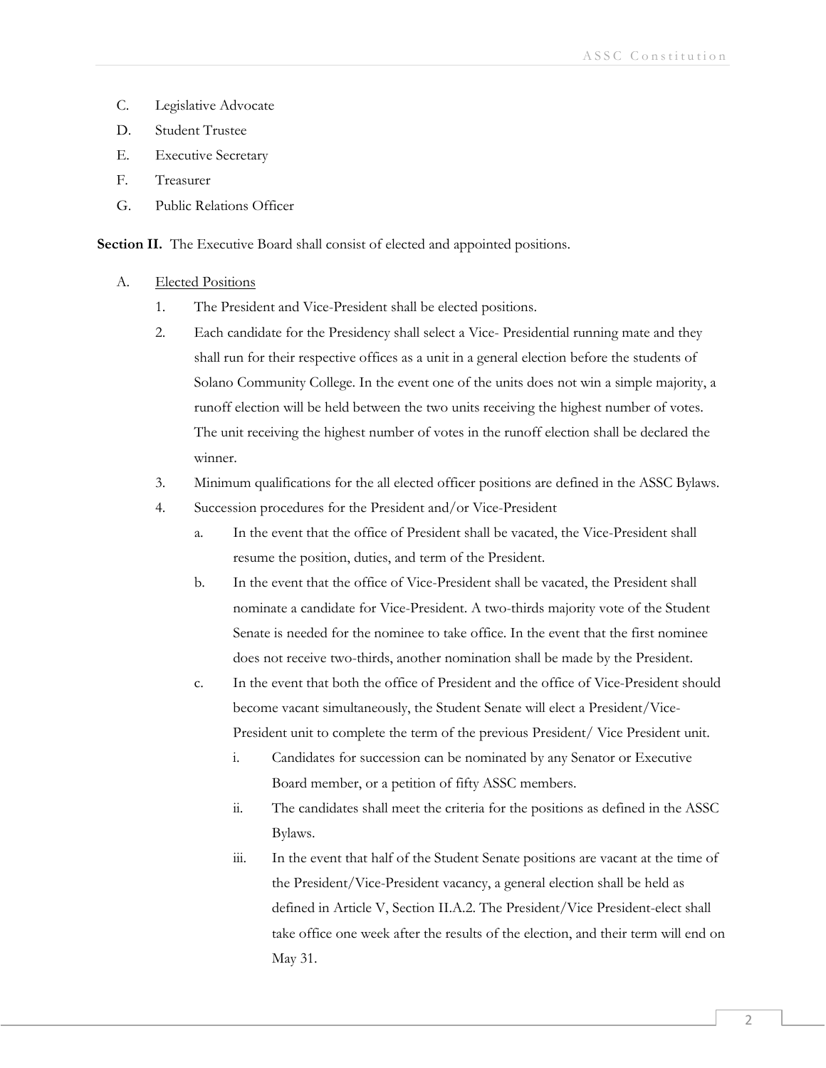C. Legislative Advocate

D. Student Trustee

E. Executive Secretary

F. Treasurer

G. Public Relations Officer

**Section II.** The Executive Board shall consist of elected and appointed positions.

A. Elected Positions

1. The President and Vice-President shall be elected positions.
2. Each candidate for the Presidency shall select a Vice- Presidential running mate and they shall run for their respective offices as a unit in a general election before the students of Solano Community College. In the event one of the units does not win a simple majority, a runoff election will be held between the two units receiving the highest number of votes. The unit receiving the highest number of votes in the runoff election shall be declared the winner.
3. Minimum qualifications for the all elected officer positions are defined in the ASSC Bylaws.
4. Succession procedures for the President and/or Vice-President
   a. In the event that the office of President shall be vacated, the Vice-President shall resume the position, duties, and term of the President.
   b. In the event that the office of Vice-President shall be vacated, the President shall nominate a candidate for Vice-President. A two-thirds majority vote of the Student Senate is needed for the nominee to take office. In the event that the first nominee does not receive two-thirds, another nomination shall be made by the President.
   c. In the event that both the office of President and the office of Vice-President should become vacant simultaneously, the Student Senate will elect a President/Vice-President unit to complete the term of the previous President/ Vice President unit.
      i. Candidates for succession can be nominated by any Senator or Executive Board member, or a petition of fifty ASSC members.
      ii. The candidates shall meet the criteria for the positions as defined in the ASSC Bylaws.
      iii. In the event that half of the Student Senate positions are vacant at the time of the President/Vice-President vacancy, a general election shall be held as defined in Article V, Section II.A.2. The President/Vice President-elect shall take office one week after the results of the election, and their term will end on May 31.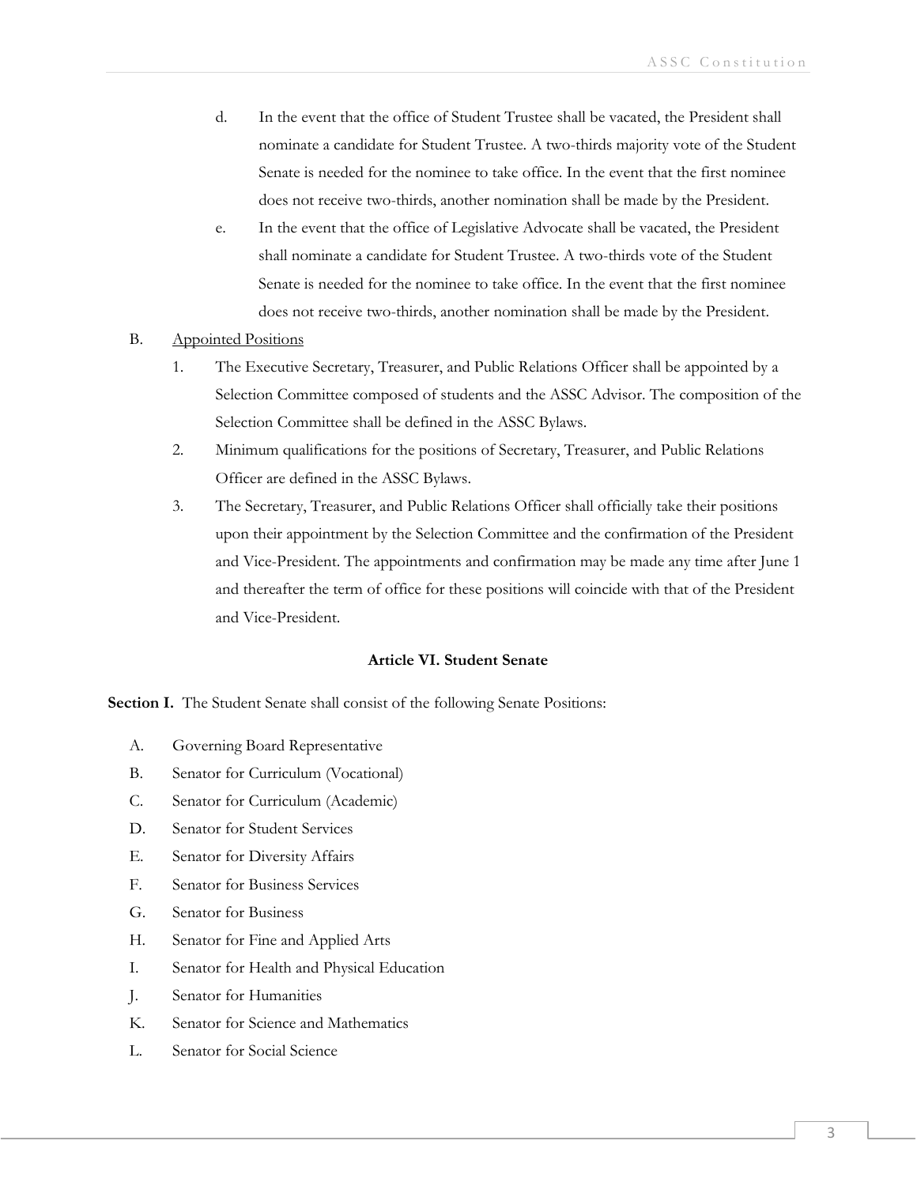d. In the event that the office of Student Trustee shall be vacated, the President shall nominate a candidate for Student Trustee. A two-thirds majority vote of the Student Senate is needed for the nominee to take office. In the event that the first nominee does not receive two-thirds, another nomination shall be made by the President.

e. In the event that the office of Legislative Advocate shall be vacated, the President shall nominate a candidate for Student Trustee. A two-thirds vote of the Student Senate is needed for the nominee to take office. In the event that the first nominee does not receive two-thirds, another nomination shall be made by the President.

B. <u>Appointed Positions</u>

1. The Executive Secretary, Treasurer, and Public Relations Officer shall be appointed by a Selection Committee composed of students and the ASSC Advisor. The composition of the Selection Committee shall be defined in the ASSC Bylaws.
2. Minimum qualifications for the positions of Secretary, Treasurer, and Public Relations Officer are defined in the ASSC Bylaws.
3. The Secretary, Treasurer, and Public Relations Officer shall officially take their positions upon their appointment by the Selection Committee and the confirmation of the President and Vice-President. The appointments and confirmation may be made any time after June 1 and thereafter the term of office for these positions will coincide with that of the President and Vice-President.

**Article VI. Student Senate**

**Section I.** The Student Senate shall consist of the following Senate Positions:

A. Governing Board Representative
B. Senator for Curriculum (Vocational)
C. Senator for Curriculum (Academic)
D. Senator for Student Services
E. Senator for Diversity Affairs
F. Senator for Business Services
G. Senator for Business
H. Senator for Fine and Applied Arts
I. Senator for Health and Physical Education
J. Senator for Humanities
K. Senator for Science and Mathematics
L. Senator for Social Science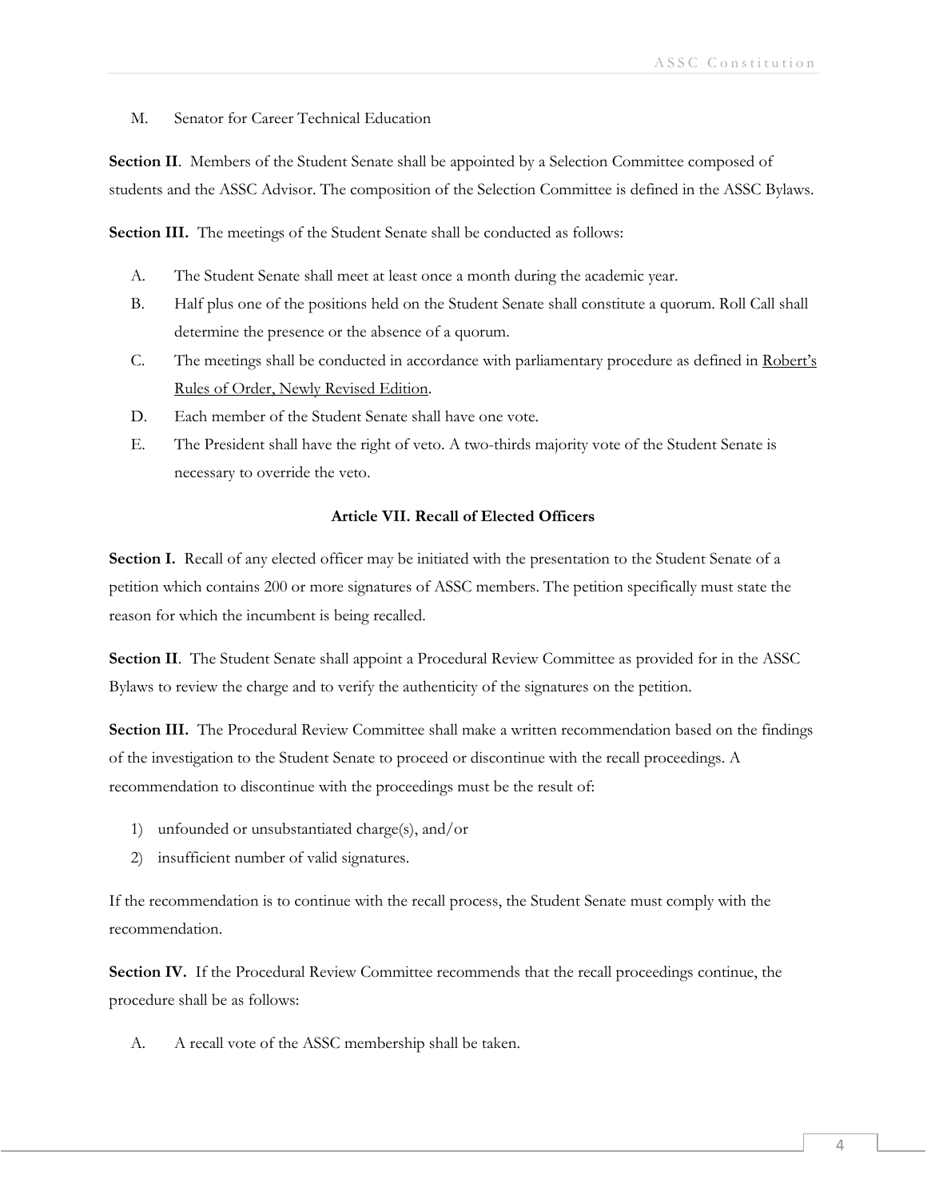M. Senator for Career Technical Education

**Section II**. Members of the Student Senate shall be appointed by a Selection Committee composed of students and the ASSC Advisor. The composition of the Selection Committee is defined in the ASSC Bylaws.

**Section III.** The meetings of the Student Senate shall be conducted as follows:

A. The Student Senate shall meet at least once a month during the academic year.

B. Half plus one of the positions held on the Student Senate shall constitute a quorum. Roll Call shall determine the presence or the absence of a quorum.

C. The meetings shall be conducted in accordance with parliamentary procedure as defined in <u>Robert's Rules of Order, Newly Revised Edition</u>.

D. Each member of the Student Senate shall have one vote.

E. The President shall have the right of veto. A two-thirds majority vote of the Student Senate is necessary to override the veto.

### Article VII. Recall of Elected Officers

**Section I.** Recall of any elected officer may be initiated with the presentation to the Student Senate of a petition which contains 200 or more signatures of ASSC members. The petition specifically must state the reason for which the incumbent is being recalled.

**Section II**. The Student Senate shall appoint a Procedural Review Committee as provided for in the ASSC Bylaws to review the charge and to verify the authenticity of the signatures on the petition.

**Section III.** The Procedural Review Committee shall make a written recommendation based on the findings of the investigation to the Student Senate to proceed or discontinue with the recall proceedings. A recommendation to discontinue with the proceedings must be the result of:

1) unfounded or unsubstantiated charge(s), and/or
2) insufficient number of valid signatures.

If the recommendation is to continue with the recall process, the Student Senate must comply with the recommendation.

**Section IV.** If the Procedural Review Committee recommends that the recall proceedings continue, the procedure shall be as follows:

A. A recall vote of the ASSC membership shall be taken.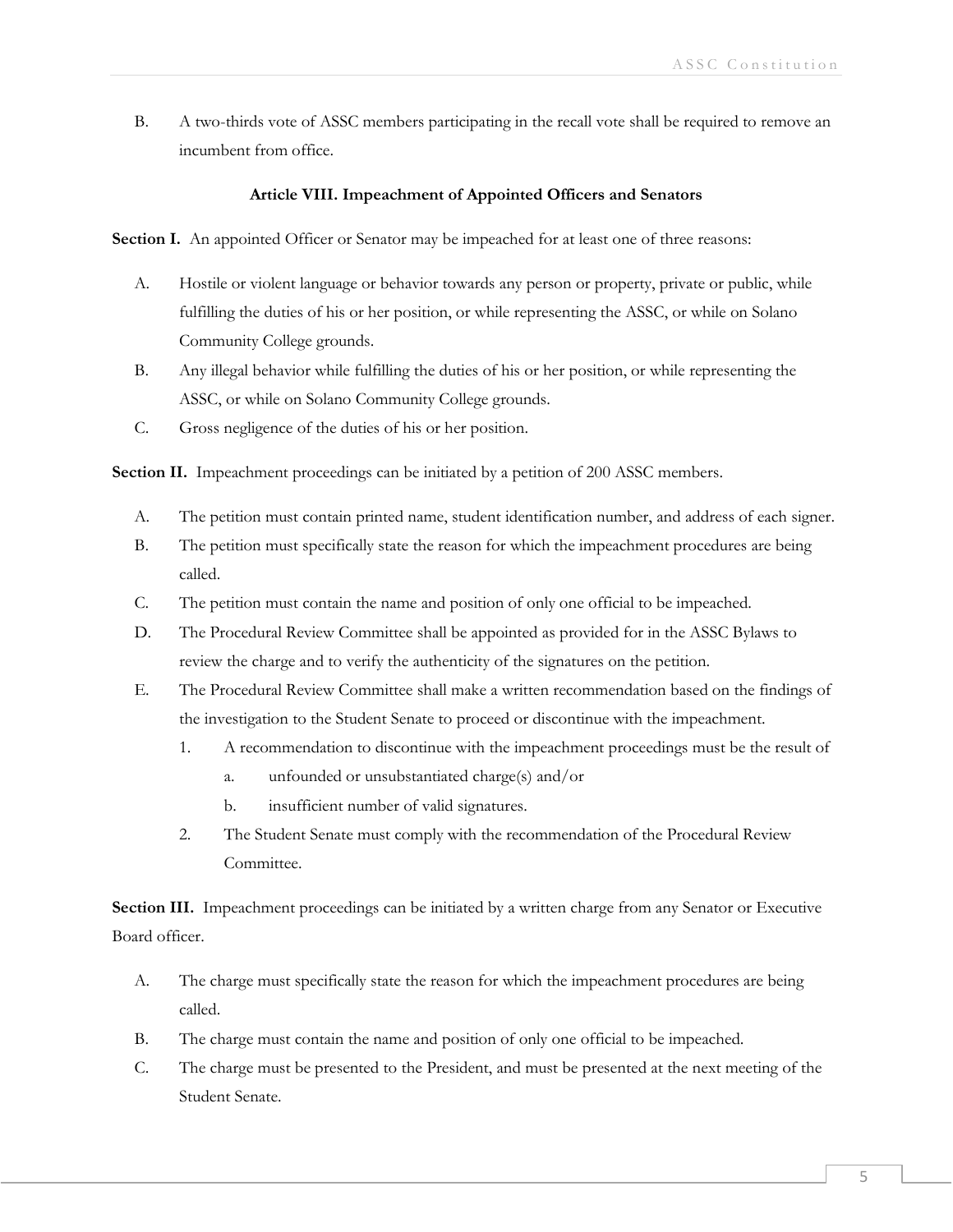B. A two-thirds vote of ASSC members participating in the recall vote shall be required to remove an incumbent from office.

### Article VIII. Impeachment of Appointed Officers and Senators

**Section I.** An appointed Officer or Senator may be impeached for at least one of three reasons:

A. Hostile or violent language or behavior towards any person or property, private or public, while fulfilling the duties of his or her position, or while representing the ASSC, or while on Solano Community College grounds.

B. Any illegal behavior while fulfilling the duties of his or her position, or while representing the ASSC, or while on Solano Community College grounds.

C. Gross negligence of the duties of his or her position.

**Section II.** Impeachment proceedings can be initiated by a petition of 200 ASSC members.

A. The petition must contain printed name, student identification number, and address of each signer.

B. The petition must specifically state the reason for which the impeachment procedures are being called.

C. The petition must contain the name and position of only one official to be impeached.

D. The Procedural Review Committee shall be appointed as provided for in the ASSC Bylaws to review the charge and to verify the authenticity of the signatures on the petition.

E. The Procedural Review Committee shall make a written recommendation based on the findings of the investigation to the Student Senate to proceed or discontinue with the impeachment.

   1. A recommendation to discontinue with the impeachment proceedings must be the result of
      a. unfounded or unsubstantiated charge(s) and/or
      b. insufficient number of valid signatures.
   2. The Student Senate must comply with the recommendation of the Procedural Review Committee.

**Section III.** Impeachment proceedings can be initiated by a written charge from any Senator or Executive Board officer.

A. The charge must specifically state the reason for which the impeachment procedures are being called.

B. The charge must contain the name and position of only one official to be impeached.

C. The charge must be presented to the President, and must be presented at the next meeting of the Student Senate.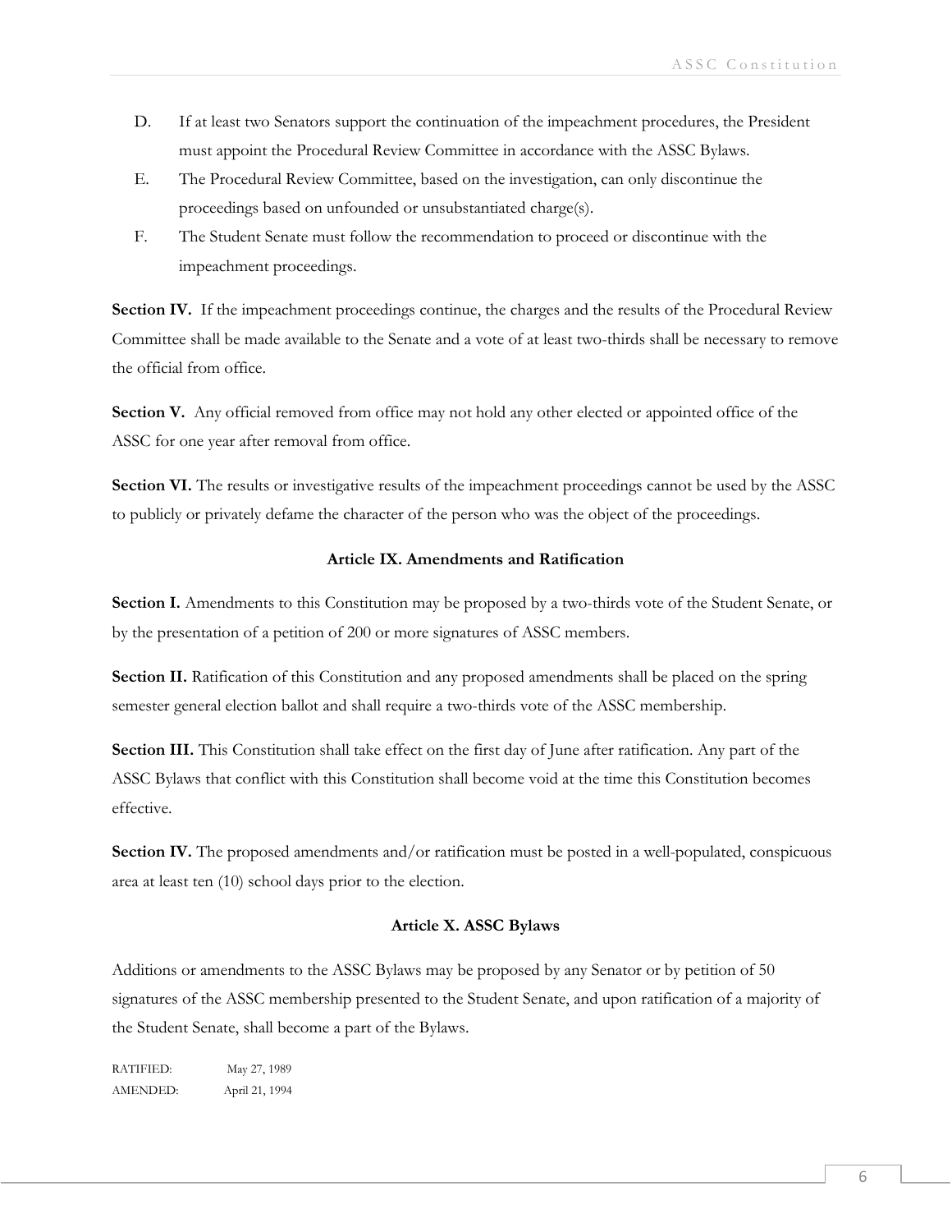D. If at least two Senators support the continuation of the impeachment procedures, the President must appoint the Procedural Review Committee in accordance with the ASSC Bylaws.

E. The Procedural Review Committee, based on the investigation, can only discontinue the proceedings based on unfounded or unsubstantiated charge(s).

F. The Student Senate must follow the recommendation to proceed or discontinue with the impeachment proceedings.

**Section IV.** If the impeachment proceedings continue, the charges and the results of the Procedural Review Committee shall be made available to the Senate and a vote of at least two-thirds shall be necessary to remove the official from office.

**Section V.** Any official removed from office may not hold any other elected or appointed office of the ASSC for one year after removal from office.

**Section VI.** The results or investigative results of the impeachment proceedings cannot be used by the ASSC to publicly or privately defame the character of the person who was the object of the proceedings.

### Article IX. Amendments and Ratification

**Section I.** Amendments to this Constitution may be proposed by a two-thirds vote of the Student Senate, or by the presentation of a petition of 200 or more signatures of ASSC members.

**Section II.** Ratification of this Constitution and any proposed amendments shall be placed on the spring semester general election ballot and shall require a two-thirds vote of the ASSC membership.

**Section III.** This Constitution shall take effect on the first day of June after ratification. Any part of the ASSC Bylaws that conflict with this Constitution shall become void at the time this Constitution becomes effective.

**Section IV.** The proposed amendments and/or ratification must be posted in a well-populated, conspicuous area at least ten (10) school days prior to the election.

### Article X. ASSC Bylaws

Additions or amendments to the ASSC Bylaws may be proposed by any Senator or by petition of 50 signatures of the ASSC membership presented to the Student Senate, and upon ratification of a majority of the Student Senate, shall become a part of the Bylaws.

RATIFIED: May 27, 1989
AMENDED: April 21, 1994